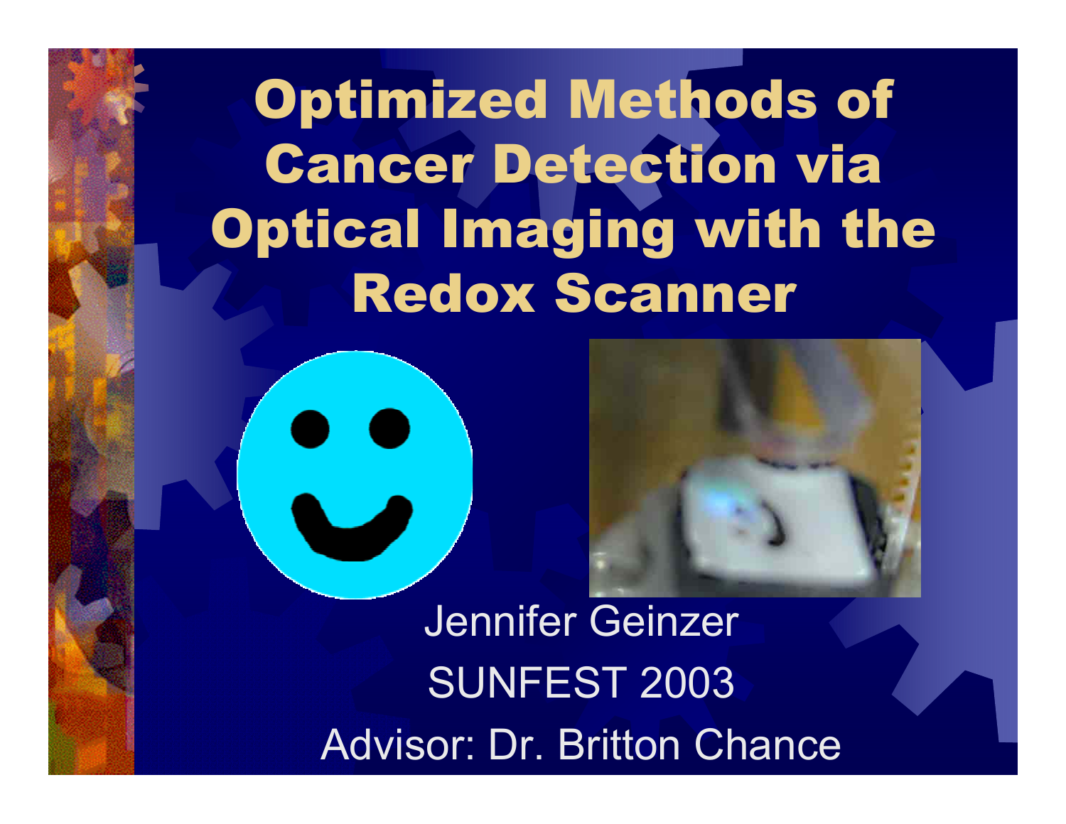# Optimized Methods of Cancer Detection via Optical Imaging with the Redox Scanner

Jennifer Geinzer

SUNFEST 2003

Advisor: Dr. Britton Chance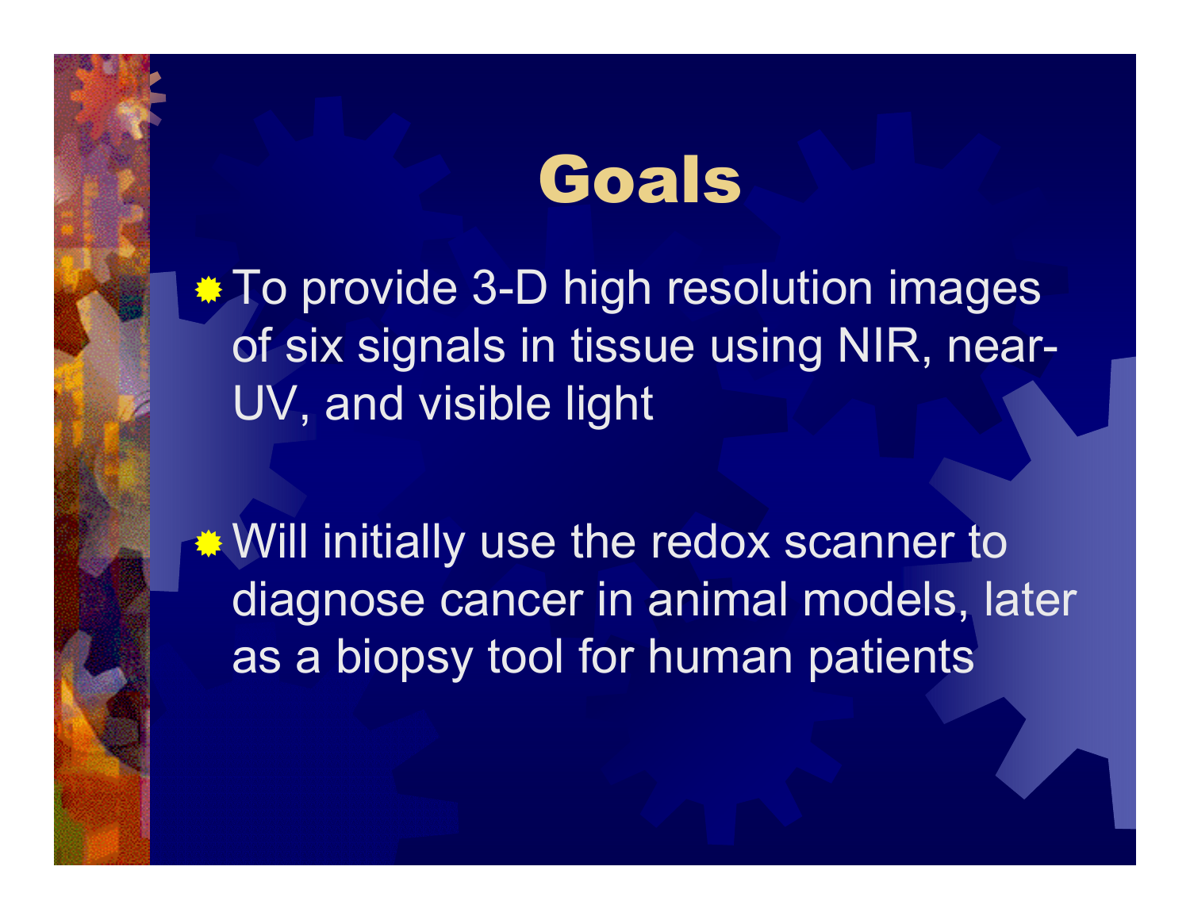# Goals

- To provide 3-D high resolution images of six signals in tissue using NIR, near-UV, and visible light
- Will initially use the redox scanner to diagnose cancer in animal models, later as a biopsy tool for human patients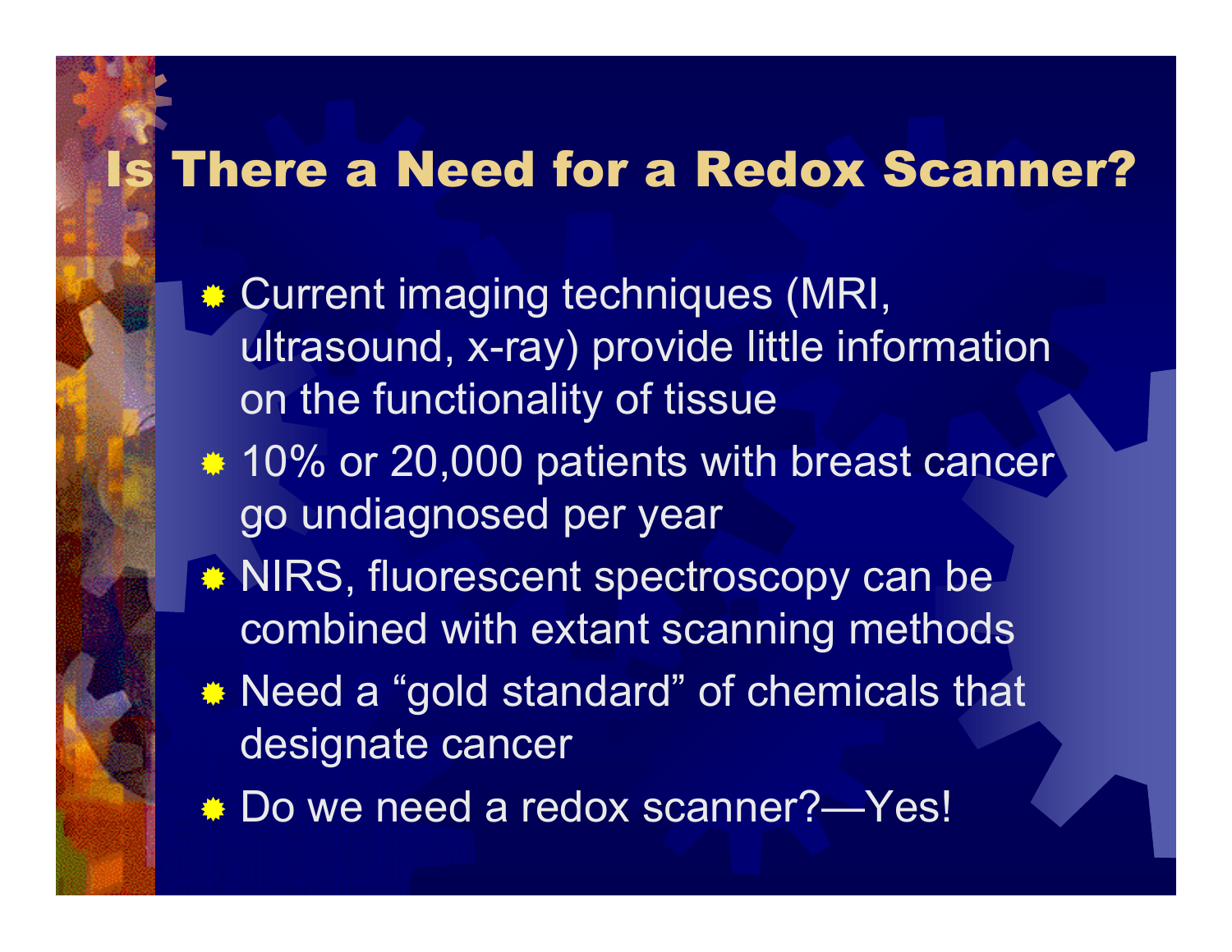# Is There a Need for a Redox Scanner?

- Current imaging techniques (MRI, ultrasound, x-ray) provide little information on the functionality of tissue
- 10% or 20,000 patients with breast cancer go undiagnosed per year
- NIRS, fluorescent spectroscopy can be combined with extant scanning methods
- Need a “gold standard” of chemicals that designate cancer
- Do we need a redox scanner?—Yes!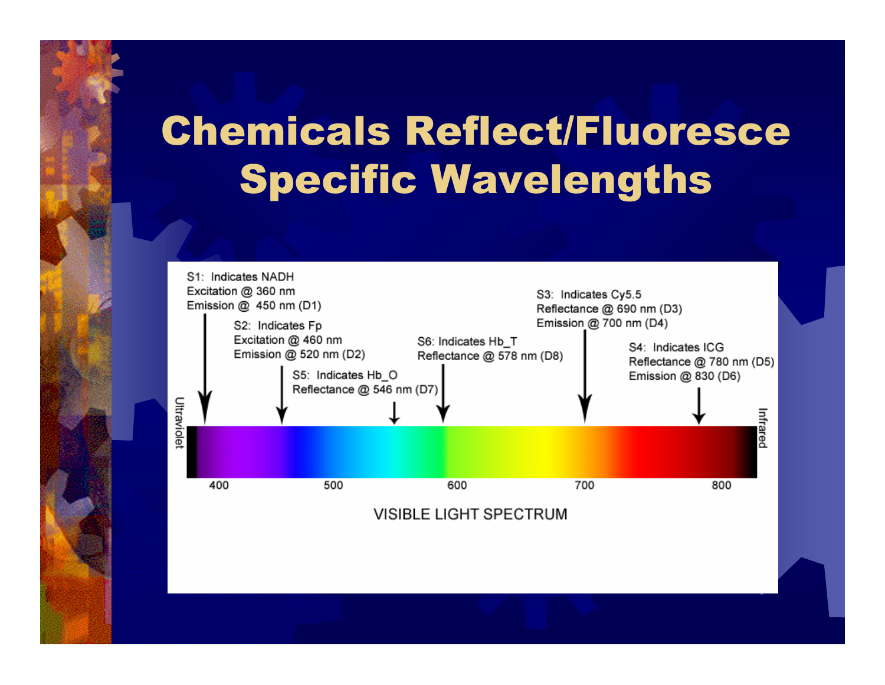# Chemicals Reflect/Fluoresce Specific Wavelengths

S1: Indicates NADH
Excitation @ 360 nm
Emission @ 450 nm (D1)

S2: Indicates Fp
Excitation @ 460 nm
Emission @ 520 nm (D2)

S5: Indicates Hb_O
Reflectance @ 546 nm (D7)

S6: Indicates Hb_T
Reflectance @ 578 nm (D8)

S3: Indicates Cy5.5
Reflectance @ 690 nm (D3)
Emission @ 700 nm (D4)

S4: Indicates ICG
Reflectance @ 780 nm (D5)
Emission @ 830 (D6)

Ultraviolet — 400 — 500 — 600 — 700 — 800 — Infrared

VISIBLE LIGHT SPECTRUM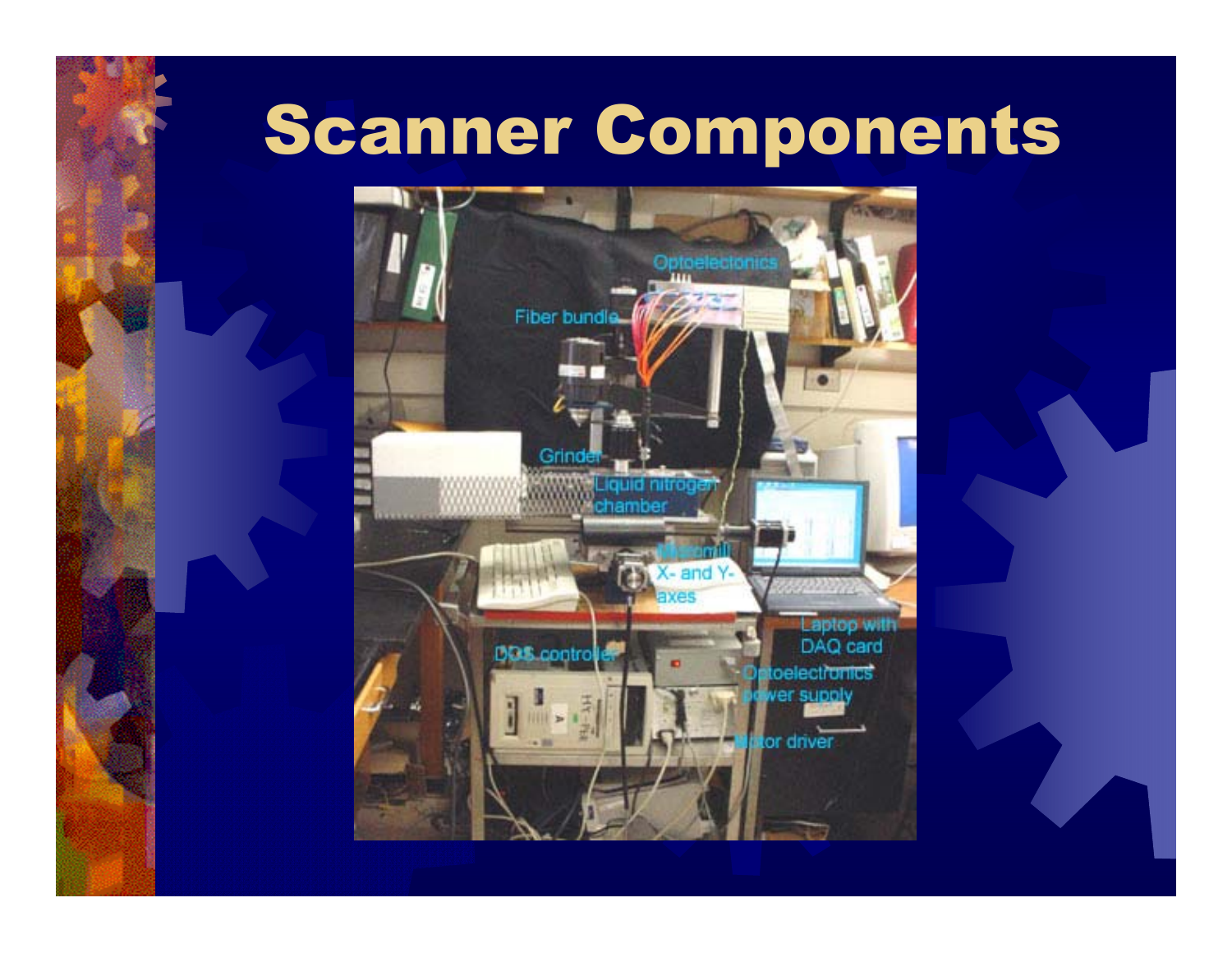# Scanner Components

Optoelectonics

Fiber bundle

Grinder

Liquid nitrogen chamber

Micromill X- and Y- axes

Laptop with DAQ card

DOS controller

Optoelectronics power supply

Motor driver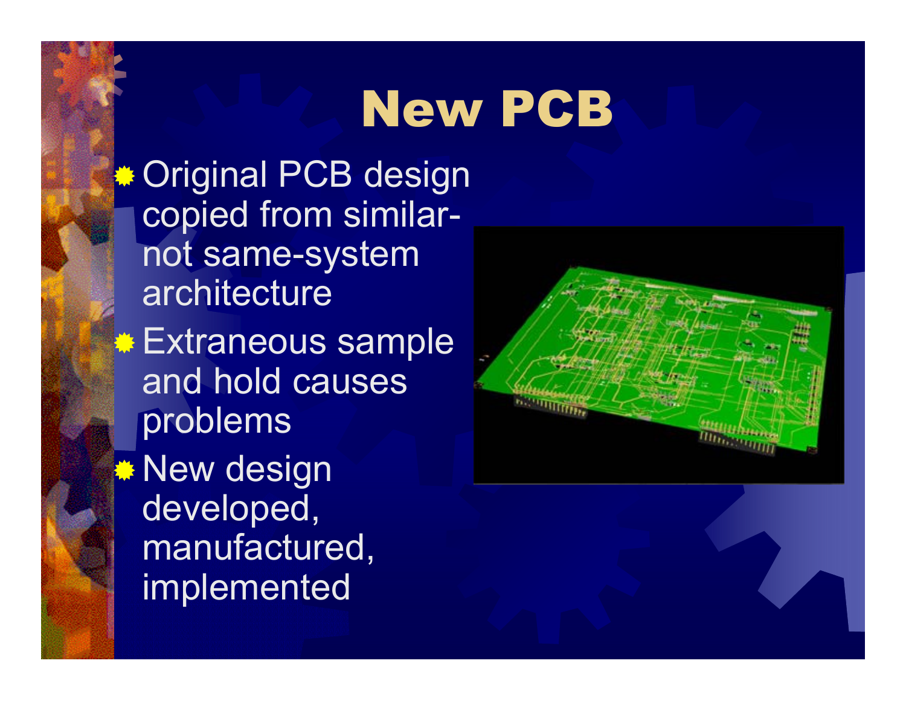# New PCB

- Original PCB design copied from similar-not same-system architecture
- Extraneous sample and hold causes problems
- New design developed, manufactured, implemented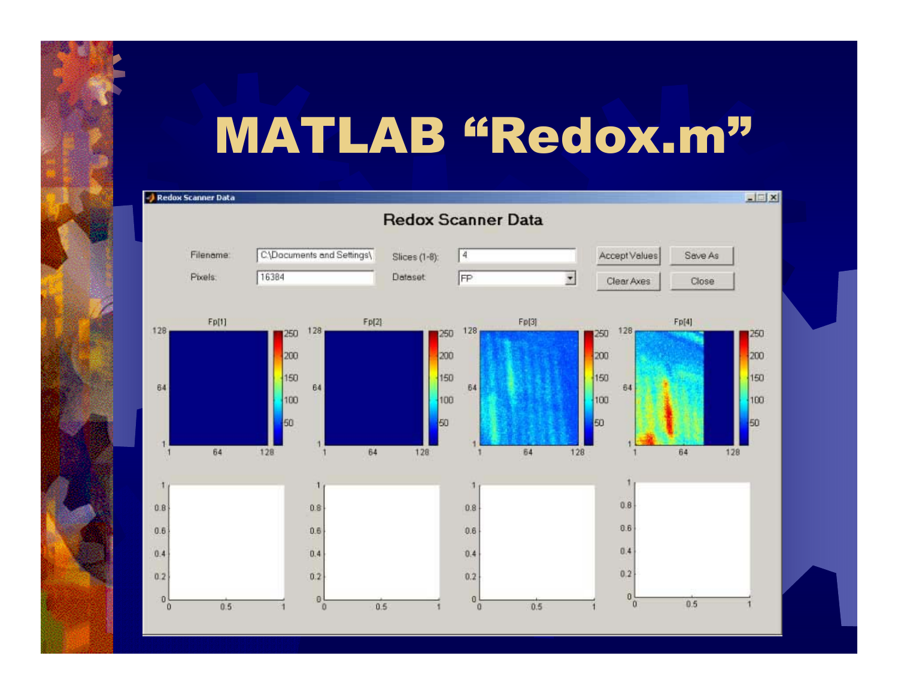# MATLAB "Redox.m"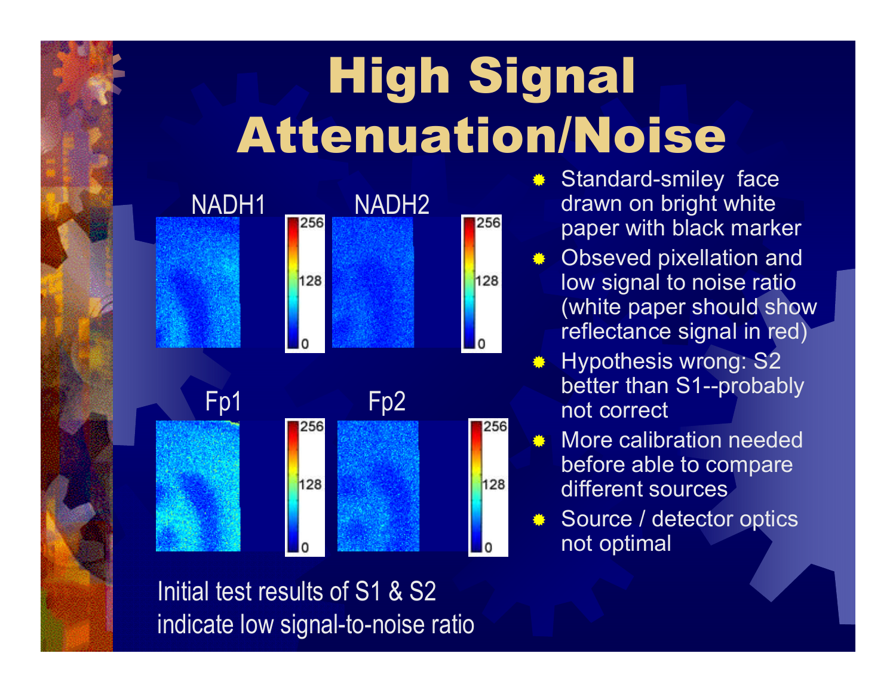# High Signal Attenuation/Noise

NADH1 NADH2

Fp1 Fp2

Initial test results of S1 & S2 indicate low signal-to-noise ratio

- Standard-smiley face drawn on bright white paper with black marker
- Obseved pixellation and low signal to noise ratio (white paper should show reflectance signal in red)
- Hypothesis wrong: S2 better than S1--probably not correct
- More calibration needed before able to compare different sources
- Source / detector optics not optimal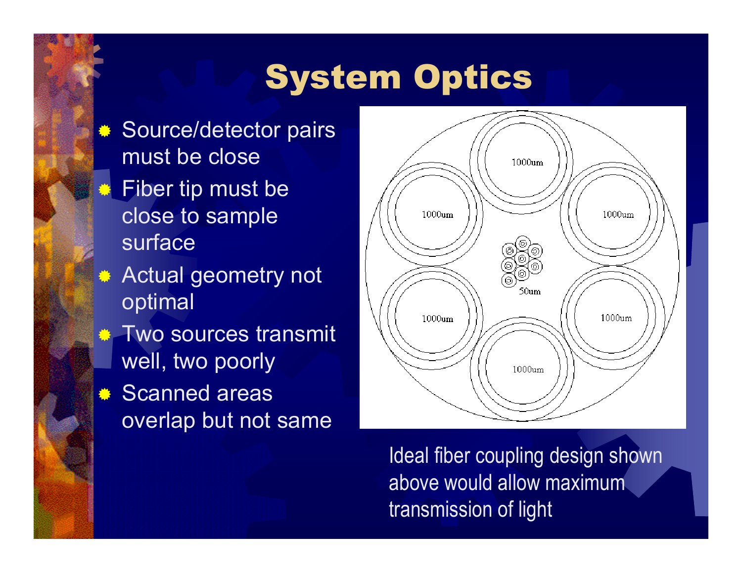# System Optics

- Source/detector pairs must be close
- Fiber tip must be close to sample surface
- Actual geometry not optimal
- Two sources transmit well, two poorly
- Scanned areas overlap but not same

Ideal fiber coupling design shown above would allow maximum transmission of light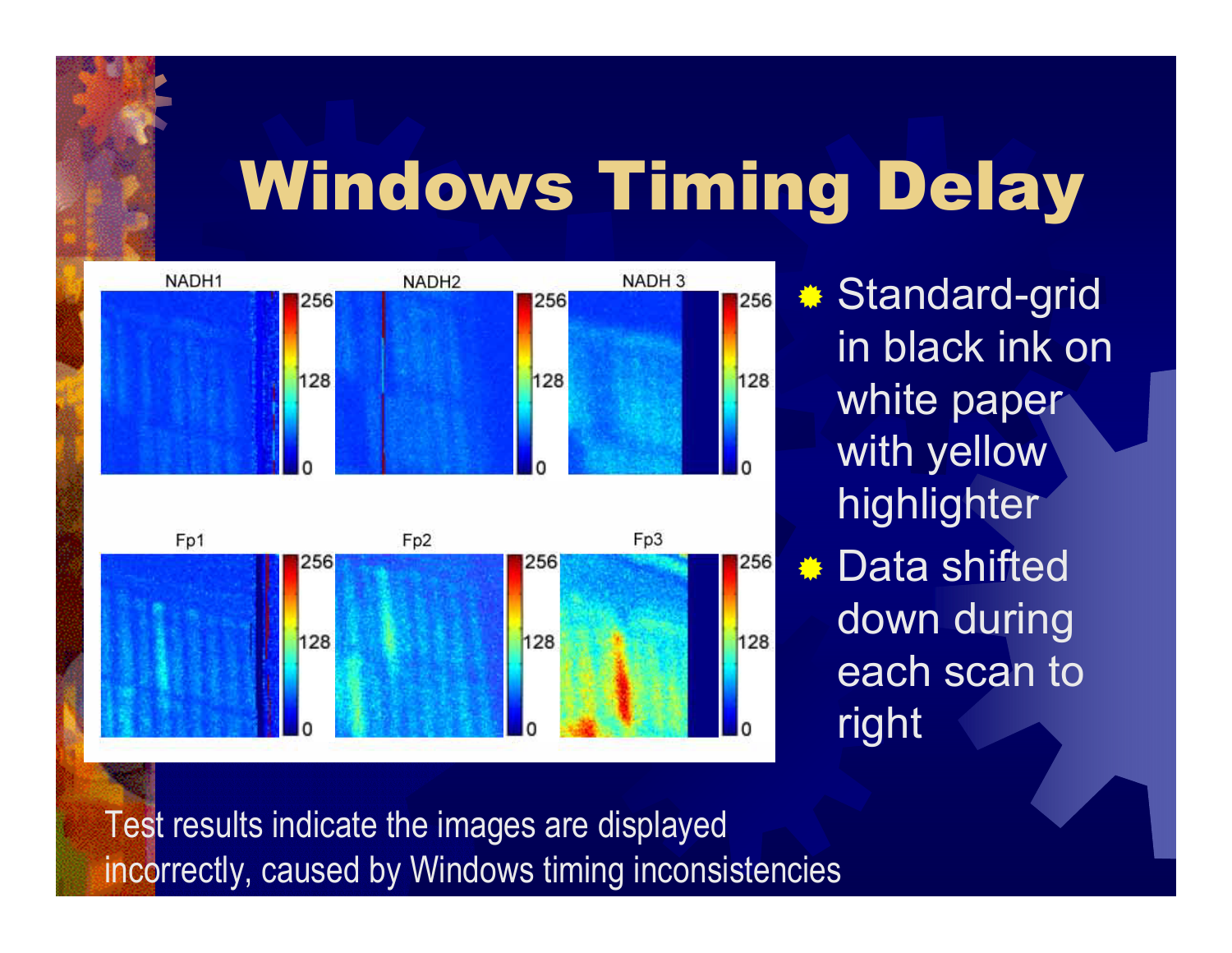# Windows Timing Delay

- Standard-grid in black ink on white paper with yellow highlighter
- Data shifted down during each scan to right

Test results indicate the images are displayed incorrectly, caused by Windows timing inconsistencies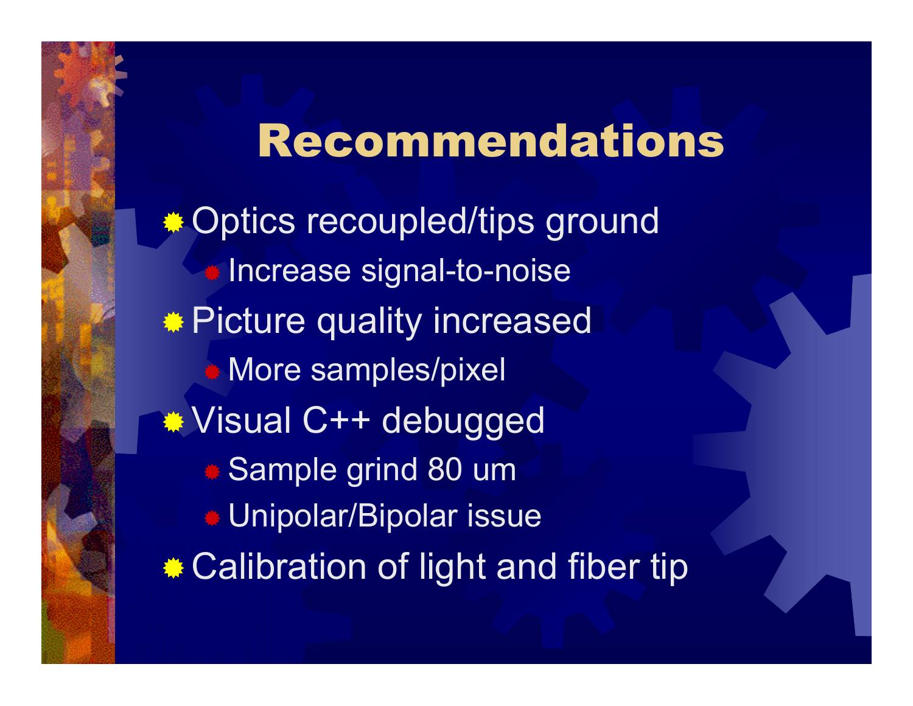# Recommendations

- Optics recoupled/tips ground
  - Increase signal-to-noise
- Picture quality increased
  - More samples/pixel
- Visual C++ debugged
  - Sample grind 80 um
  - Unipolar/Bipolar issue
- Calibration of light and fiber tip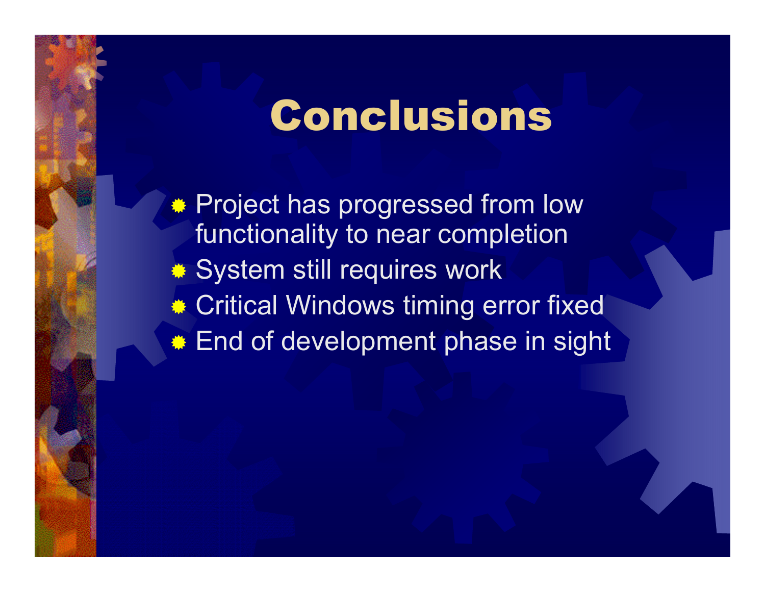# Conclusions

- Project has progressed from low functionality to near completion
- System still requires work
- Critical Windows timing error fixed
- End of development phase in sight